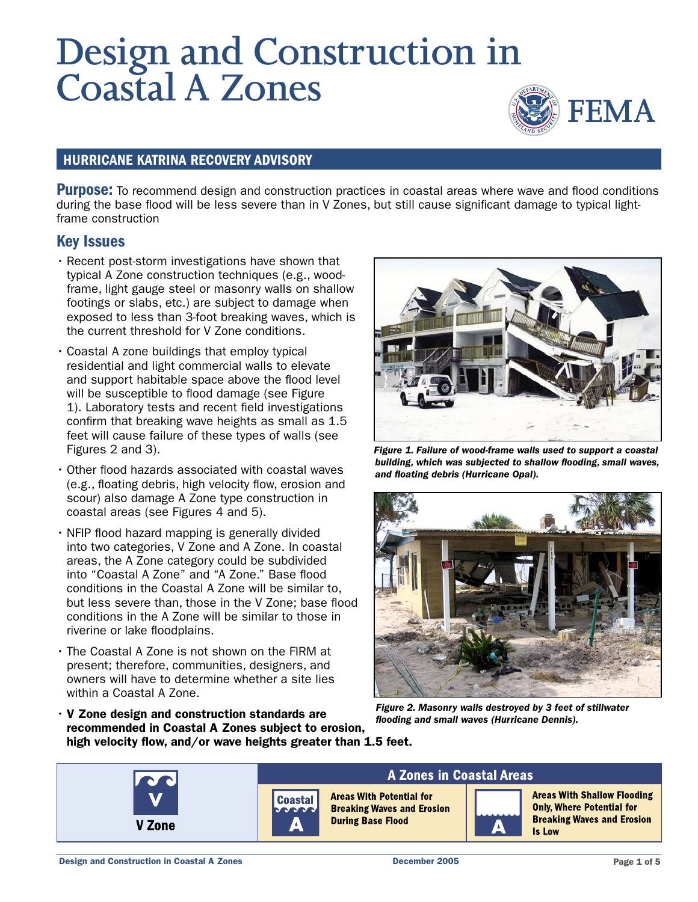# Design and Construction in Coastal A Zones

FEMA

## HURRICANE KATRINA RECOVERY ADVISORY

**Purpose:** To recommend design and construction practices in coastal areas where wave and flood conditions during the base flood will be less severe than in V Zones, but still cause significant damage to typical light-frame construction

## Key Issues

- Recent post-storm investigations have shown that typical A Zone construction techniques (e.g., wood-frame, light gauge steel or masonry walls on shallow footings or slabs, etc.) are subject to damage when exposed to less than 3-foot breaking waves, which is the current threshold for V Zone conditions.
- Coastal A zone buildings that employ typical residential and light commercial walls to elevate and support habitable space above the flood level will be susceptible to flood damage (see Figure 1). Laboratory tests and recent field investigations confirm that breaking wave heights as small as 1.5 feet will cause failure of these types of walls (see Figures 2 and 3).
- Other flood hazards associated with coastal waves (e.g., floating debris, high velocity flow, erosion and scour) also damage A Zone type construction in coastal areas (see Figures 4 and 5).
- NFIP flood hazard mapping is generally divided into two categories, V Zone and A Zone. In coastal areas, the A Zone category could be subdivided into "Coastal A Zone" and "A Zone." Base flood conditions in the Coastal A Zone will be similar to, but less severe than, those in the V Zone; base flood conditions in the A Zone will be similar to those in riverine or lake floodplains.
- The Coastal A Zone is not shown on the FIRM at present; therefore, communities, designers, and owners will have to determine whether a site lies within a Coastal A Zone.
- **V Zone design and construction standards are recommended in Coastal A Zones subject to erosion, high velocity flow, and/or wave heights greater than 1.5 feet.**

*Figure 1. Failure of wood-frame walls used to support a coastal building, which was subjected to shallow flooding, small waves, and floating debris (Hurricane Opal).*

*Figure 2. Masonry walls destroyed by 3 feet of stillwater flooding and small waves (Hurricane Dennis).*

| V Zone | A Zones in Coastal Areas | |
|---|---|---|
| V Zone | Coastal A: Areas With Potential for Breaking Waves and Erosion During Base Flood | A: Areas With Shallow Flooding Only, Where Potential for Breaking Waves and Erosion Is Low |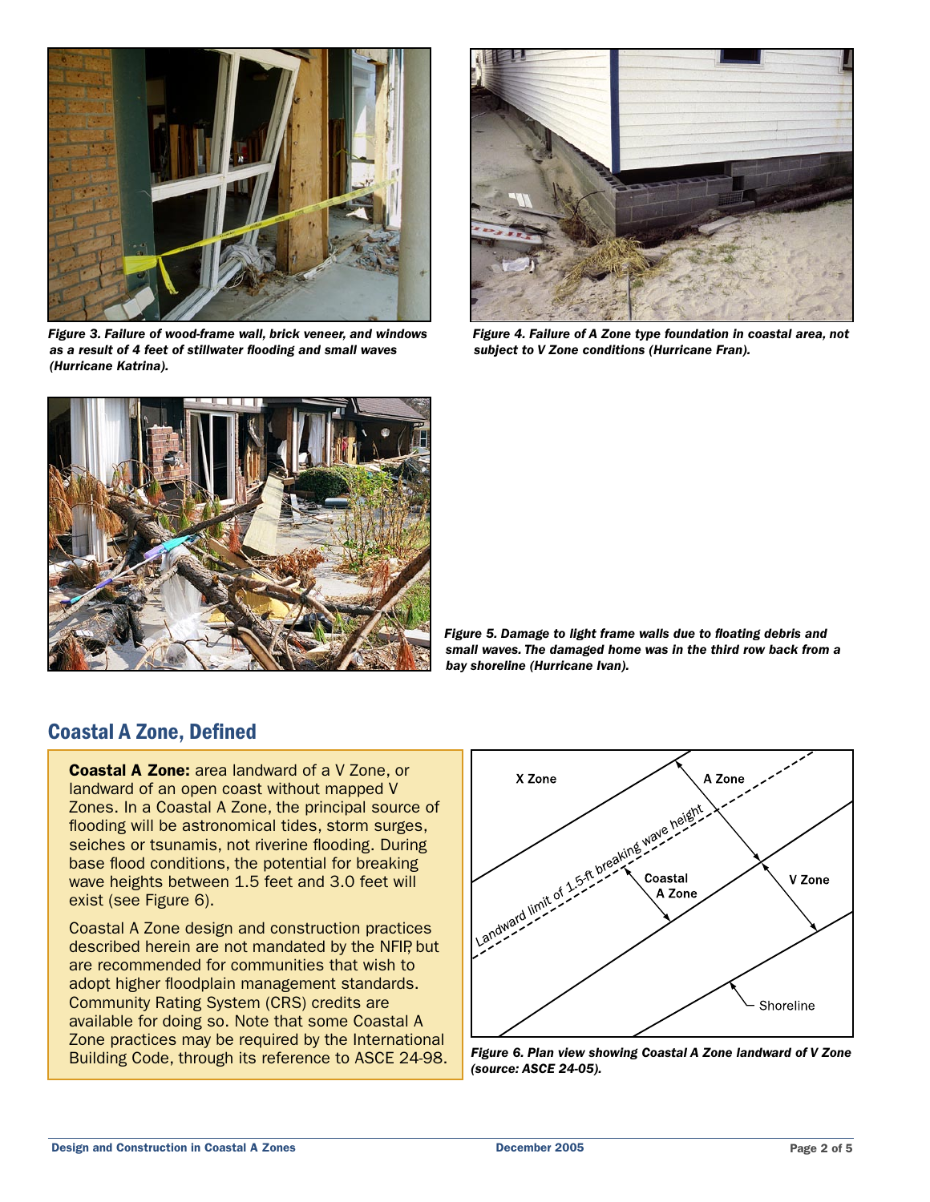*Figure 3. Failure of wood-frame wall, brick veneer, and windows as a result of 4 feet of stillwater flooding and small waves (Hurricane Katrina).*

*Figure 4. Failure of A Zone type foundation in coastal area, not subject to V Zone conditions (Hurricane Fran).*

*Figure 5. Damage to light frame walls due to floating debris and small waves. The damaged home was in the third row back from a bay shoreline (Hurricane Ivan).*

## Coastal A Zone, Defined

**Coastal A Zone:** area landward of a V Zone, or landward of an open coast without mapped V Zones. In a Coastal A Zone, the principal source of flooding will be astronomical tides, storm surges, seiches or tsunamis, not riverine flooding. During base flood conditions, the potential for breaking wave heights between 1.5 feet and 3.0 feet will exist (see Figure 6).

Coastal A Zone design and construction practices described herein are not mandated by the NFIP, but are recommended for communities that wish to adopt higher floodplain management standards. Community Rating System (CRS) credits are available for doing so. Note that some Coastal A Zone practices may be required by the International Building Code, through its reference to ASCE 24-98.

*Figure 6. Plan view showing Coastal A Zone landward of V Zone (source: ASCE 24-05).*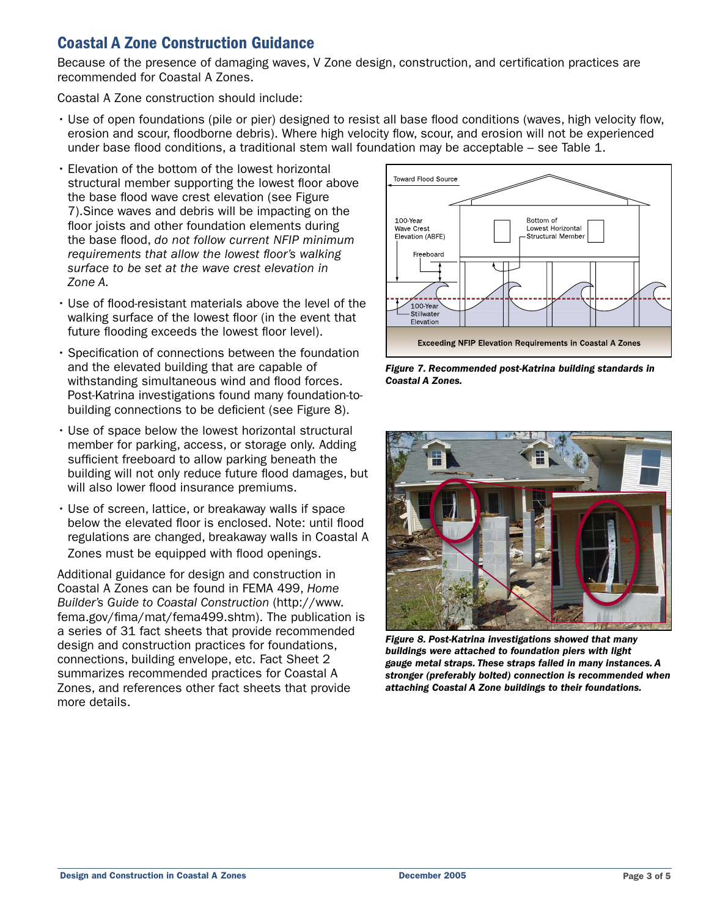## Coastal A Zone Construction Guidance

Because of the presence of damaging waves, V Zone design, construction, and certification practices are recommended for Coastal A Zones.

Coastal A Zone construction should include:

- Use of open foundations (pile or pier) designed to resist all base flood conditions (waves, high velocity flow, erosion and scour, floodborne debris). Where high velocity flow, scour, and erosion will not be experienced under base flood conditions, a traditional stem wall foundation may be acceptable – see Table 1.
- Elevation of the bottom of the lowest horizontal structural member supporting the lowest floor above the base flood wave crest elevation (see Figure 7).Since waves and debris will be impacting on the floor joists and other foundation elements during the base flood, *do not follow current NFIP minimum requirements that allow the lowest floor's walking surface to be set at the wave crest elevation in Zone A.*
- Use of flood-resistant materials above the level of the walking surface of the lowest floor (in the event that future flooding exceeds the lowest floor level).
- Specification of connections between the foundation and the elevated building that are capable of withstanding simultaneous wind and flood forces. Post-Katrina investigations found many foundation-to-building connections to be deficient (see Figure 8).
- Use of space below the lowest horizontal structural member for parking, access, or storage only. Adding sufficient freeboard to allow parking beneath the building will not only reduce future flood damages, but will also lower flood insurance premiums.
- Use of screen, lattice, or breakaway walls if space below the elevated floor is enclosed. Note: until flood regulations are changed, breakaway walls in Coastal A Zones must be equipped with flood openings.

Additional guidance for design and construction in Coastal A Zones can be found in FEMA 499, *Home Builder's Guide to Coastal Construction* (http://www.fema.gov/fima/mat/fema499.shtm). The publication is a series of 31 fact sheets that provide recommended design and construction practices for foundations, connections, building envelope, etc. Fact Sheet 2 summarizes recommended practices for Coastal A Zones, and references other fact sheets that provide more details.

**Exceeding NFIP Elevation Requirements in Coastal A Zones**

***Figure 7. Recommended post-Katrina building standards in Coastal A Zones.***

***Figure 8. Post-Katrina investigations showed that many buildings were attached to foundation piers with light gauge metal straps. These straps failed in many instances. A stronger (preferably bolted) connection is recommended when attaching Coastal A Zone buildings to their foundations.***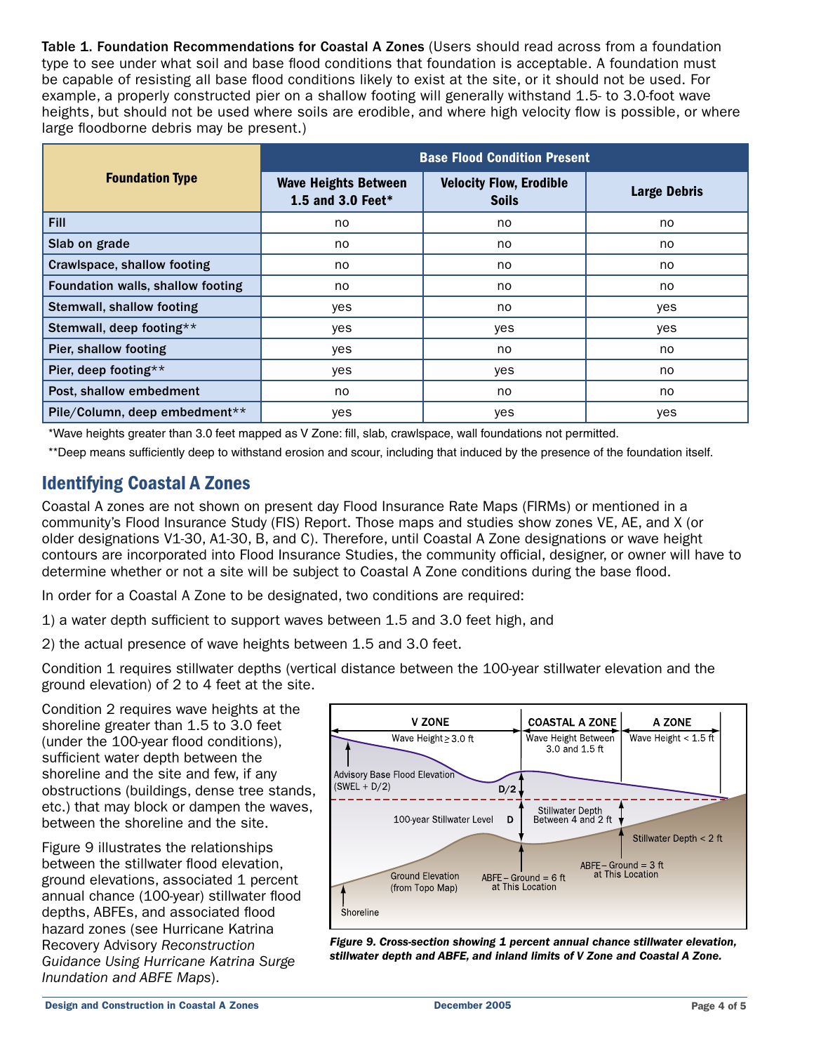**Table 1. Foundation Recommendations for Coastal A Zones** (Users should read across from a foundation type to see under what soil and base flood conditions that foundation is acceptable. A foundation must be capable of resisting all base flood conditions likely to exist at the site, or it should not be used. For example, a properly constructed pier on a shallow footing will generally withstand 1.5- to 3.0-foot wave heights, but should not be used where soils are erodible, and where high velocity flow is possible, or where large floodborne debris may be present.)

| Foundation Type | Base Flood Condition Present | | |
|---|---|---|---|
| | Wave Heights Between 1.5 and 3.0 Feet* | Velocity Flow, Erodible Soils | Large Debris |
| Fill | no | no | no |
| Slab on grade | no | no | no |
| Crawlspace, shallow footing | no | no | no |
| Foundation walls, shallow footing | no | no | no |
| Stemwall, shallow footing | yes | no | yes |
| Stemwall, deep footing** | yes | yes | yes |
| Pier, shallow footing | yes | no | no |
| Pier, deep footing** | yes | yes | no |
| Post, shallow embedment | no | no | no |
| Pile/Column, deep embedment** | yes | yes | yes |

*Wave heights greater than 3.0 feet mapped as V Zone: fill, slab, crawlspace, wall foundations not permitted.

**Deep means sufficiently deep to withstand erosion and scour, including that induced by the presence of the foundation itself.

## Identifying Coastal A Zones

Coastal A zones are not shown on present day Flood Insurance Rate Maps (FIRMs) or mentioned in a community's Flood Insurance Study (FIS) Report. Those maps and studies show zones VE, AE, and X (or older designations V1-30, A1-30, B, and C). Therefore, until Coastal A Zone designations or wave height contours are incorporated into Flood Insurance Studies, the community official, designer, or owner will have to determine whether or not a site will be subject to Coastal A Zone conditions during the base flood.

In order for a Coastal A Zone to be designated, two conditions are required:

1) a water depth sufficient to support waves between 1.5 and 3.0 feet high, and

2) the actual presence of wave heights between 1.5 and 3.0 feet.

Condition 1 requires stillwater depths (vertical distance between the 100-year stillwater elevation and the ground elevation) of 2 to 4 feet at the site.

Condition 2 requires wave heights at the shoreline greater than 1.5 to 3.0 feet (under the 100-year flood conditions), sufficient water depth between the shoreline and the site and few, if any obstructions (buildings, dense tree stands, etc.) that may block or dampen the waves, between the shoreline and the site.

Figure 9 illustrates the relationships between the stillwater flood elevation, ground elevations, associated 1 percent annual chance (100-year) stillwater flood depths, ABFEs, and associated flood hazard zones (see Hurricane Katrina Recovery Advisory *Reconstruction Guidance Using Hurricane Katrina Surge Inundation and ABFE Maps*).

***Figure 9. Cross-section showing 1 percent annual chance stillwater elevation, stillwater depth and ABFE, and inland limits of V Zone and Coastal A Zone.***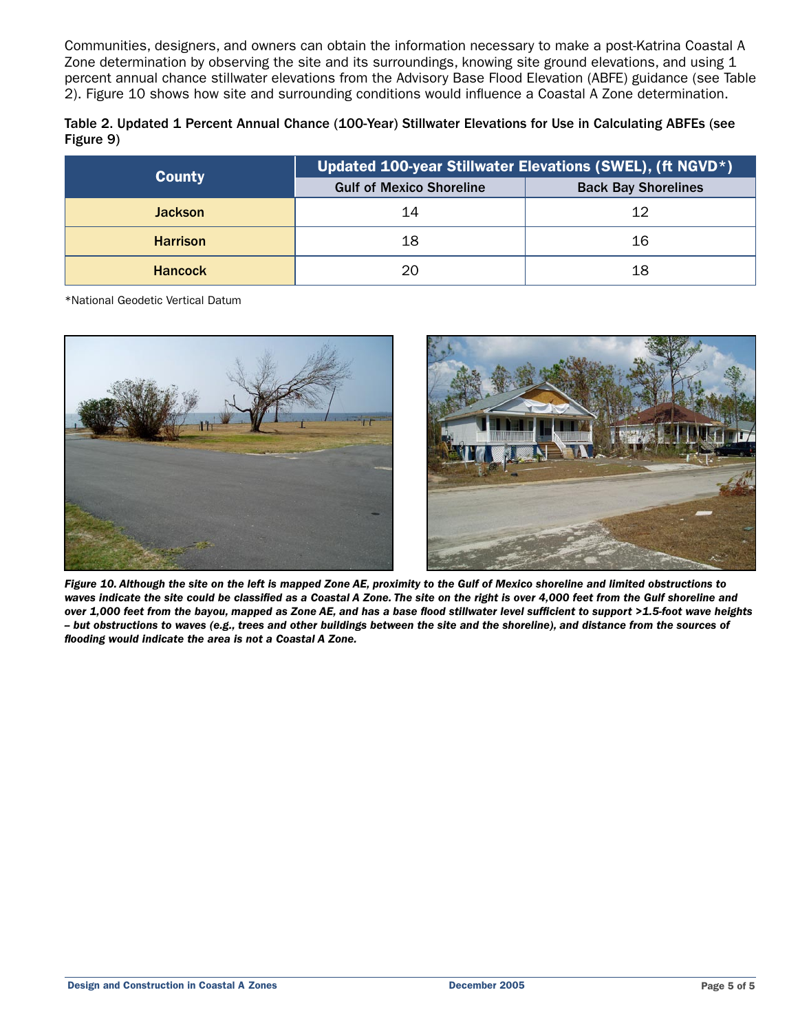Communities, designers, and owners can obtain the information necessary to make a post-Katrina Coastal A Zone determination by observing the site and its surroundings, knowing site ground elevations, and using 1 percent annual chance stillwater elevations from the Advisory Base Flood Elevation (ABFE) guidance (see Table 2). Figure 10 shows how site and surrounding conditions would influence a Coastal A Zone determination.

**Table 2. Updated 1 Percent Annual Chance (100-Year) Stillwater Elevations for Use in Calculating ABFEs (see Figure 9)**

| County | Updated 100-year Stillwater Elevations (SWEL), (ft NGVD*) | |
|---|---|---|
| | Gulf of Mexico Shoreline | Back Bay Shorelines |
| Jackson | 14 | 12 |
| Harrison | 18 | 16 |
| Hancock | 20 | 18 |

*National Geodetic Vertical Datum

*Figure 10. Although the site on the left is mapped Zone AE, proximity to the Gulf of Mexico shoreline and limited obstructions to waves indicate the site could be classified as a Coastal A Zone. The site on the right is over 4,000 feet from the Gulf shoreline and over 1,000 feet from the bayou, mapped as Zone AE, and has a base flood stillwater level sufficient to support >1.5-foot wave heights – but obstructions to waves (e.g., trees and other buildings between the site and the shoreline), and distance from the sources of flooding would indicate the area is not a Coastal A Zone.*